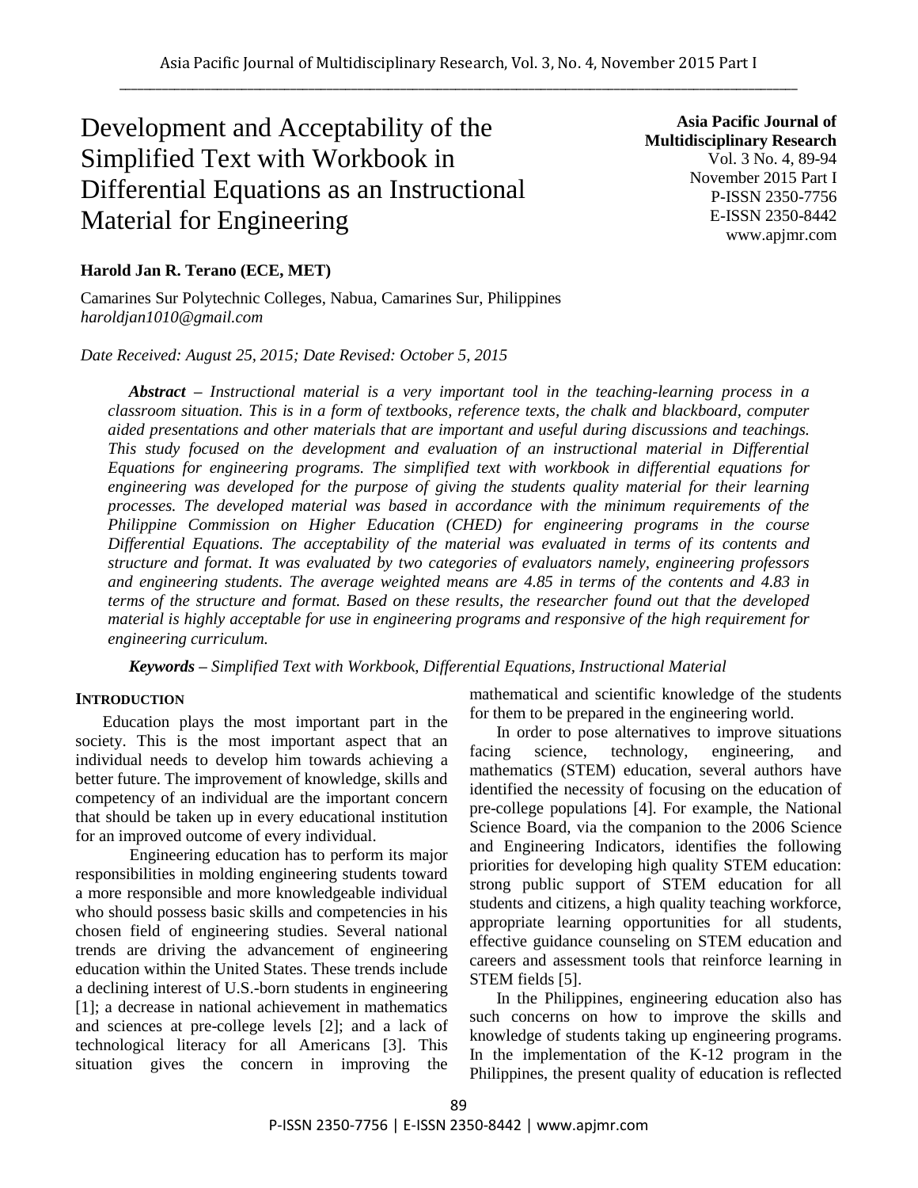# Development and Acceptability of the Simplified Text with Workbook in Differential Equations as an Instructional Material for Engineering

**Asia Pacific Journal of Multidisciplinary Research**
Vol. 3 No. 4, 89-94
November 2015 Part I
P-ISSN 2350-7756
E-ISSN 2350-8442
www.apjmr.com

**Harold Jan R. Terano (ECE, MET)**

Camarines Sur Polytechnic Colleges, Nabua, Camarines Sur, Philippines
*haroldjan1010@gmail.com*

*Date Received: August 25, 2015; Date Revised: October 5, 2015*

***Abstract*** *– Instructional material is a very important tool in the teaching-learning process in a classroom situation. This is in a form of textbooks, reference texts, the chalk and blackboard, computer aided presentations and other materials that are important and useful during discussions and teachings. This study focused on the development and evaluation of an instructional material in Differential Equations for engineering programs. The simplified text with workbook in differential equations for engineering was developed for the purpose of giving the students quality material for their learning processes. The developed material was based in accordance with the minimum requirements of the Philippine Commission on Higher Education (CHED) for engineering programs in the course Differential Equations. The acceptability of the material was evaluated in terms of its contents and structure and format. It was evaluated by two categories of evaluators namely, engineering professors and engineering students. The average weighted means are 4.85 in terms of the contents and 4.83 in terms of the structure and format. Based on these results, the researcher found out that the developed material is highly acceptable for use in engineering programs and responsive of the high requirement for engineering curriculum.*

***Keywords*** *– Simplified Text with Workbook, Differential Equations, Instructional Material*

## INTRODUCTION

Education plays the most important part in the society. This is the most important aspect that an individual needs to develop him towards achieving a better future. The improvement of knowledge, skills and competency of an individual are the important concern that should be taken up in every educational institution for an improved outcome of every individual.

Engineering education has to perform its major responsibilities in molding engineering students toward a more responsible and more knowledgeable individual who should possess basic skills and competencies in his chosen field of engineering studies. Several national trends are driving the advancement of engineering education within the United States. These trends include a declining interest of U.S.-born students in engineering [1]; a decrease in national achievement in mathematics and sciences at pre-college levels [2]; and a lack of technological literacy for all Americans [3]. This situation gives the concern in improving the mathematical and scientific knowledge of the students for them to be prepared in the engineering world.

In order to pose alternatives to improve situations facing science, technology, engineering, and mathematics (STEM) education, several authors have identified the necessity of focusing on the education of pre-college populations [4]. For example, the National Science Board, via the companion to the 2006 Science and Engineering Indicators, identifies the following priorities for developing high quality STEM education: strong public support of STEM education for all students and citizens, a high quality teaching workforce, appropriate learning opportunities for all students, effective guidance counseling on STEM education and careers and assessment tools that reinforce learning in STEM fields [5].

In the Philippines, engineering education also has such concerns on how to improve the skills and knowledge of students taking up engineering programs. In the implementation of the K-12 program in the Philippines, the present quality of education is reflected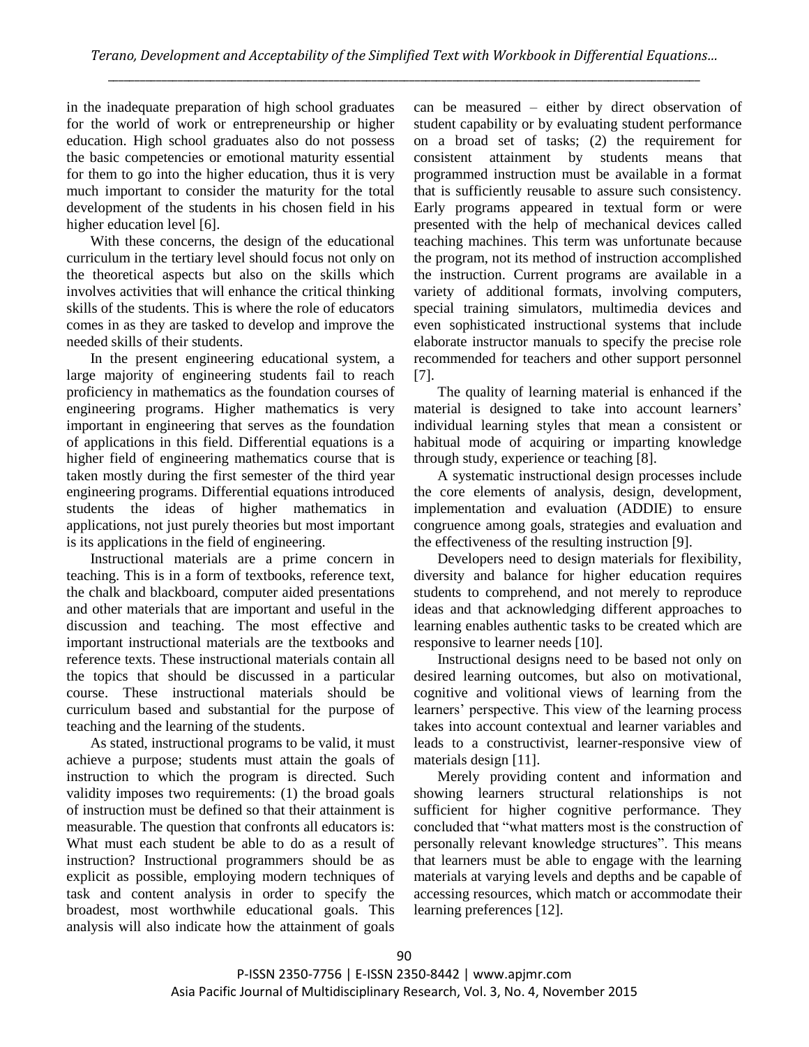in the inadequate preparation of high school graduates for the world of work or entrepreneurship or higher education. High school graduates also do not possess the basic competencies or emotional maturity essential for them to go into the higher education, thus it is very much important to consider the maturity for the total development of the students in his chosen field in his higher education level [6].

With these concerns, the design of the educational curriculum in the tertiary level should focus not only on the theoretical aspects but also on the skills which involves activities that will enhance the critical thinking skills of the students. This is where the role of educators comes in as they are tasked to develop and improve the needed skills of their students.

In the present engineering educational system, a large majority of engineering students fail to reach proficiency in mathematics as the foundation courses of engineering programs. Higher mathematics is very important in engineering that serves as the foundation of applications in this field. Differential equations is a higher field of engineering mathematics course that is taken mostly during the first semester of the third year engineering programs. Differential equations introduced students the ideas of higher mathematics in applications, not just purely theories but most important is its applications in the field of engineering.

Instructional materials are a prime concern in teaching. This is in a form of textbooks, reference text, the chalk and blackboard, computer aided presentations and other materials that are important and useful in the discussion and teaching. The most effective and important instructional materials are the textbooks and reference texts. These instructional materials contain all the topics that should be discussed in a particular course. These instructional materials should be curriculum based and substantial for the purpose of teaching and the learning of the students.

As stated, instructional programs to be valid, it must achieve a purpose; students must attain the goals of instruction to which the program is directed. Such validity imposes two requirements: (1) the broad goals of instruction must be defined so that their attainment is measurable. The question that confronts all educators is: What must each student be able to do as a result of instruction? Instructional programmers should be as explicit as possible, employing modern techniques of task and content analysis in order to specify the broadest, most worthwhile educational goals. This analysis will also indicate how the attainment of goals can be measured – either by direct observation of student capability or by evaluating student performance on a broad set of tasks; (2) the requirement for consistent attainment by students means that programmed instruction must be available in a format that is sufficiently reusable to assure such consistency. Early programs appeared in textual form or were presented with the help of mechanical devices called teaching machines. This term was unfortunate because the program, not its method of instruction accomplished the instruction. Current programs are available in a variety of additional formats, involving computers, special training simulators, multimedia devices and even sophisticated instructional systems that include elaborate instructor manuals to specify the precise role recommended for teachers and other support personnel [7].

The quality of learning material is enhanced if the material is designed to take into account learners' individual learning styles that mean a consistent or habitual mode of acquiring or imparting knowledge through study, experience or teaching [8].

A systematic instructional design processes include the core elements of analysis, design, development, implementation and evaluation (ADDIE) to ensure congruence among goals, strategies and evaluation and the effectiveness of the resulting instruction [9].

Developers need to design materials for flexibility, diversity and balance for higher education requires students to comprehend, and not merely to reproduce ideas and that acknowledging different approaches to learning enables authentic tasks to be created which are responsive to learner needs [10].

Instructional designs need to be based not only on desired learning outcomes, but also on motivational, cognitive and volitional views of learning from the learners' perspective. This view of the learning process takes into account contextual and learner variables and leads to a constructivist, learner-responsive view of materials design [11].

Merely providing content and information and showing learners structural relationships is not sufficient for higher cognitive performance. They concluded that "what matters most is the construction of personally relevant knowledge structures". This means that learners must be able to engage with the learning materials at varying levels and depths and be capable of accessing resources, which match or accommodate their learning preferences [12].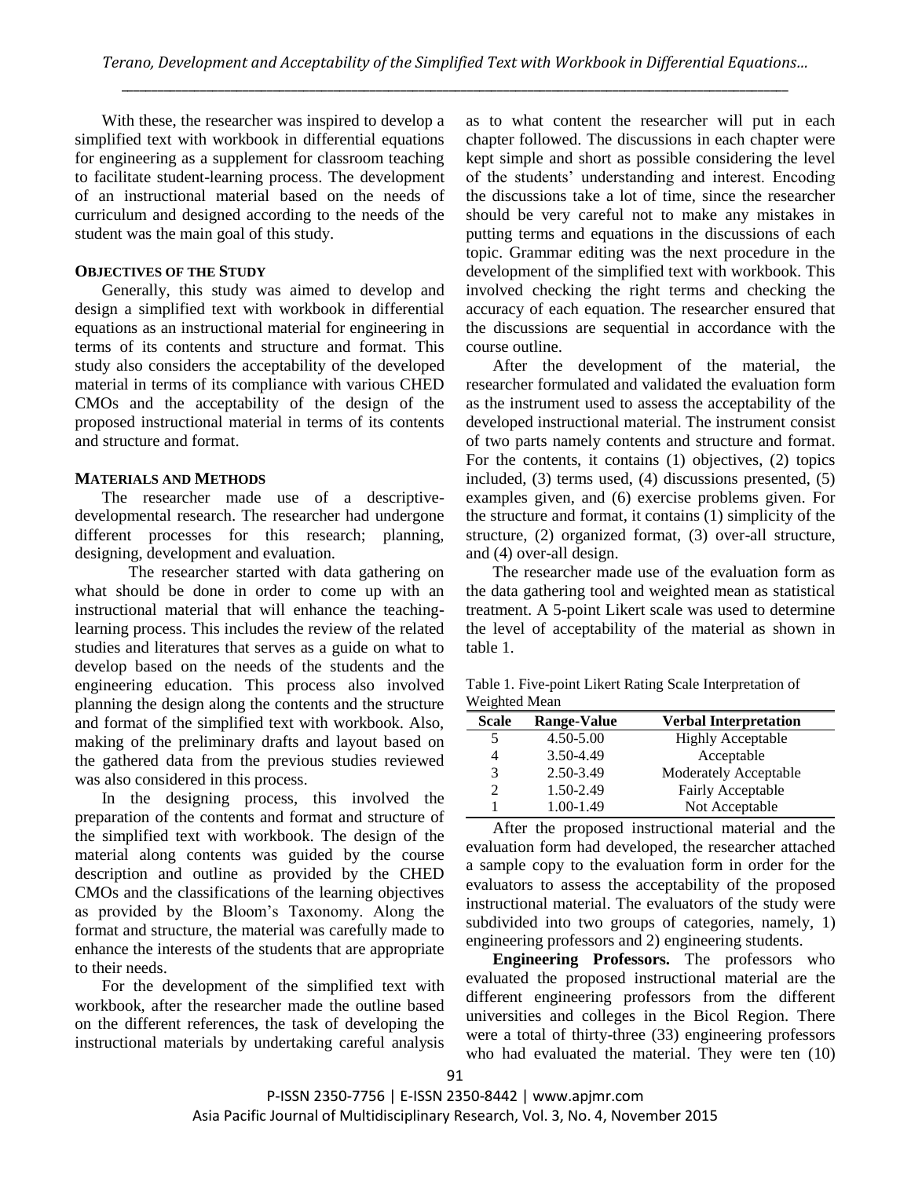With these, the researcher was inspired to develop a simplified text with workbook in differential equations for engineering as a supplement for classroom teaching to facilitate student-learning process. The development of an instructional material based on the needs of curriculum and designed according to the needs of the student was the main goal of this study.

## OBJECTIVES OF THE STUDY

Generally, this study was aimed to develop and design a simplified text with workbook in differential equations as an instructional material for engineering in terms of its contents and structure and format. This study also considers the acceptability of the developed material in terms of its compliance with various CHED CMOs and the acceptability of the design of the proposed instructional material in terms of its contents and structure and format.

## MATERIALS AND METHODS

The researcher made use of a descriptive-developmental research. The researcher had undergone different processes for this research; planning, designing, development and evaluation.

The researcher started with data gathering on what should be done in order to come up with an instructional material that will enhance the teaching-learning process. This includes the review of the related studies and literatures that serves as a guide on what to develop based on the needs of the students and the engineering education. This process also involved planning the design along the contents and the structure and format of the simplified text with workbook. Also, making of the preliminary drafts and layout based on the gathered data from the previous studies reviewed was also considered in this process.

In the designing process, this involved the preparation of the contents and format and structure of the simplified text with workbook. The design of the material along contents was guided by the course description and outline as provided by the CHED CMOs and the classifications of the learning objectives as provided by the Bloom's Taxonomy. Along the format and structure, the material was carefully made to enhance the interests of the students that are appropriate to their needs.

For the development of the simplified text with workbook, after the researcher made the outline based on the different references, the task of developing the instructional materials by undertaking careful analysis as to what content the researcher will put in each chapter followed. The discussions in each chapter were kept simple and short as possible considering the level of the students' understanding and interest. Encoding the discussions take a lot of time, since the researcher should be very careful not to make any mistakes in putting terms and equations in the discussions of each topic. Grammar editing was the next procedure in the development of the simplified text with workbook. This involved checking the right terms and checking the accuracy of each equation. The researcher ensured that the discussions are sequential in accordance with the course outline.

After the development of the material, the researcher formulated and validated the evaluation form as the instrument used to assess the acceptability of the developed instructional material. The instrument consist of two parts namely contents and structure and format. For the contents, it contains (1) objectives, (2) topics included, (3) terms used, (4) discussions presented, (5) examples given, and (6) exercise problems given. For the structure and format, it contains (1) simplicity of the structure, (2) organized format, (3) over-all structure, and (4) over-all design.

The researcher made use of the evaluation form as the data gathering tool and weighted mean as statistical treatment. A 5-point Likert scale was used to determine the level of acceptability of the material as shown in table 1.

Table 1. Five-point Likert Rating Scale Interpretation of Weighted Mean

| Scale | Range-Value | Verbal Interpretation |
|---|---|---|
| 5 | 4.50-5.00 | Highly Acceptable |
| 4 | 3.50-4.49 | Acceptable |
| 3 | 2.50-3.49 | Moderately Acceptable |
| 2 | 1.50-2.49 | Fairly Acceptable |
| 1 | 1.00-1.49 | Not Acceptable |

After the proposed instructional material and the evaluation form had developed, the researcher attached a sample copy to the evaluation form in order for the evaluators to assess the acceptability of the proposed instructional material. The evaluators of the study were subdivided into two groups of categories, namely, 1) engineering professors and 2) engineering students.

**Engineering Professors.** The professors who evaluated the proposed instructional material are the different engineering professors from the different universities and colleges in the Bicol Region. There were a total of thirty-three (33) engineering professors who had evaluated the material. They were ten (10)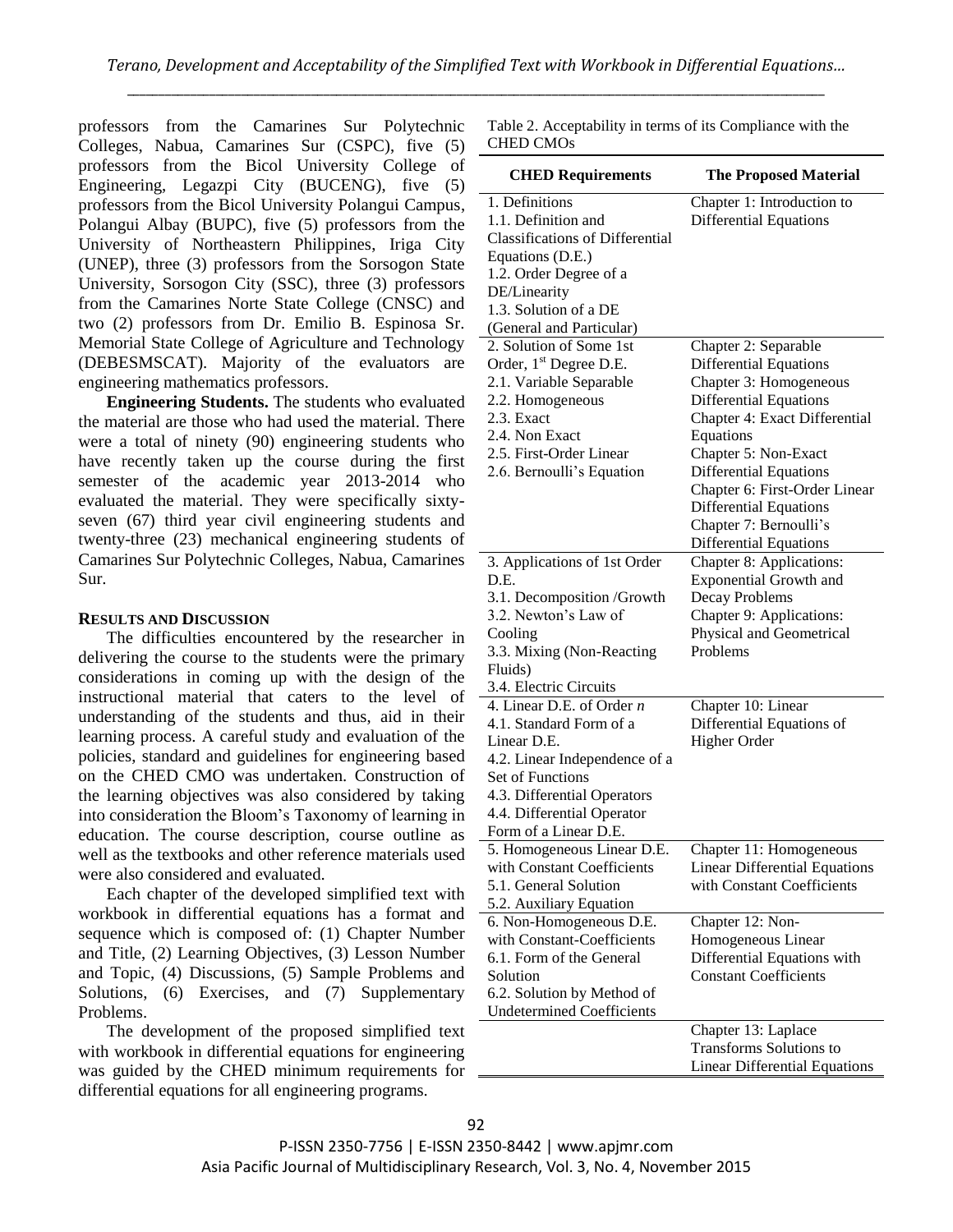professors from the Camarines Sur Polytechnic Colleges, Nabua, Camarines Sur (CSPC), five (5) professors from the Bicol University College of Engineering, Legazpi City (BUCENG), five (5) professors from the Bicol University Polangui Campus, Polangui Albay (BUPC), five (5) professors from the University of Northeastern Philippines, Iriga City (UNEP), three (3) professors from the Sorsogon State University, Sorsogon City (SSC), three (3) professors from the Camarines Norte State College (CNSC) and two (2) professors from Dr. Emilio B. Espinosa Sr. Memorial State College of Agriculture and Technology (DEBESMSCAT). Majority of the evaluators are engineering mathematics professors.

**Engineering Students.** The students who evaluated the material are those who had used the material. There were a total of ninety (90) engineering students who have recently taken up the course during the first semester of the academic year 2013-2014 who evaluated the material. They were specifically sixty-seven (67) third year civil engineering students and twenty-three (23) mechanical engineering students of Camarines Sur Polytechnic Colleges, Nabua, Camarines Sur.

## RESULTS AND DISCUSSION

The difficulties encountered by the researcher in delivering the course to the students were the primary considerations in coming up with the design of the instructional material that caters to the level of understanding of the students and thus, aid in their learning process. A careful study and evaluation of the policies, standard and guidelines for engineering based on the CHED CMO was undertaken. Construction of the learning objectives was also considered by taking into consideration the Bloom's Taxonomy of learning in education. The course description, course outline as well as the textbooks and other reference materials used were also considered and evaluated.

Each chapter of the developed simplified text with workbook in differential equations has a format and sequence which is composed of: (1) Chapter Number and Title, (2) Learning Objectives, (3) Lesson Number and Topic, (4) Discussions, (5) Sample Problems and Solutions, (6) Exercises, and (7) Supplementary Problems.

The development of the proposed simplified text with workbook in differential equations for engineering was guided by the CHED minimum requirements for differential equations for all engineering programs.

Table 2. Acceptability in terms of its Compliance with the CHED CMOs

| CHED Requirements | The Proposed Material |
|---|---|
| 1. Definitions<br>1.1. Definition and Classifications of Differential Equations (D.E.)<br>1.2. Order Degree of a DE/Linearity<br>1.3. Solution of a DE (General and Particular) | Chapter 1: Introduction to Differential Equations |
| 2. Solution of Some 1st Order, 1st Degree D.E.<br>2.1. Variable Separable<br>2.2. Homogeneous<br>2.3. Exact<br>2.4. Non Exact<br>2.5. First-Order Linear<br>2.6. Bernoulli's Equation | Chapter 2: Separable Differential Equations<br>Chapter 3: Homogeneous Differential Equations<br>Chapter 4: Exact Differential Equations<br>Chapter 5: Non-Exact Differential Equations<br>Chapter 6: First-Order Linear Differential Equations<br>Chapter 7: Bernoulli's Differential Equations |
| 3. Applications of 1st Order D.E.<br>3.1. Decomposition /Growth<br>3.2. Newton's Law of Cooling<br>3.3. Mixing (Non-Reacting Fluids)<br>3.4. Electric Circuits | Chapter 8: Applications: Exponential Growth and Decay Problems<br>Chapter 9: Applications: Physical and Geometrical Problems |
| 4. Linear D.E. of Order *n*<br>4.1. Standard Form of a Linear D.E.<br>4.2. Linear Independence of a Set of Functions<br>4.3. Differential Operators<br>4.4. Differential Operator Form of a Linear D.E. | Chapter 10: Linear Differential Equations of Higher Order |
| 5. Homogeneous Linear D.E. with Constant Coefficients<br>5.1. General Solution<br>5.2. Auxiliary Equation | Chapter 11: Homogeneous Linear Differential Equations with Constant Coefficients |
| 6. Non-Homogeneous D.E. with Constant-Coefficients<br>6.1. Form of the General Solution<br>6.2. Solution by Method of Undetermined Coefficients | Chapter 12: Non-Homogeneous Linear Differential Equations with Constant Coefficients |
| | Chapter 13: Laplace Transforms Solutions to Linear Differential Equations |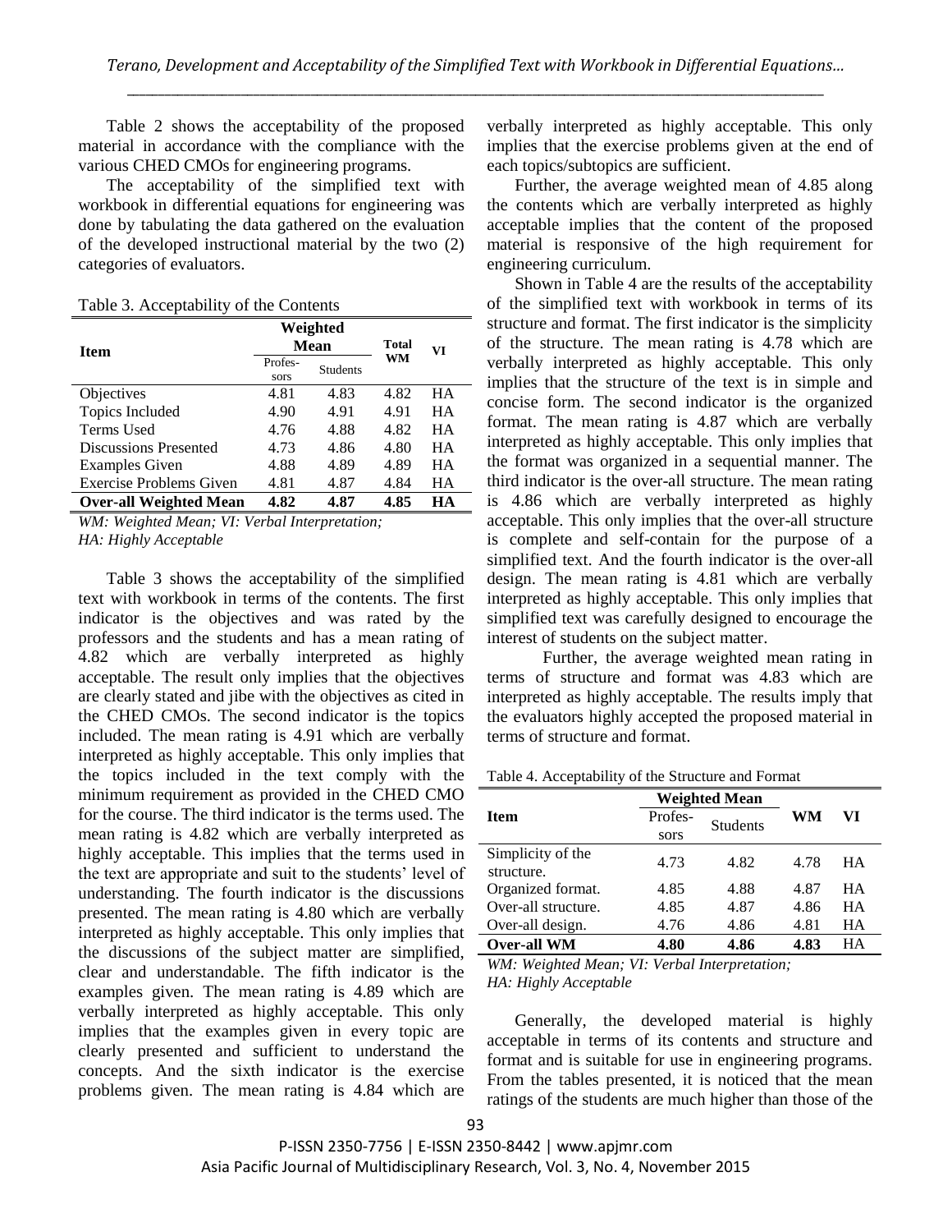Table 2 shows the acceptability of the proposed material in accordance with the compliance with the various CHED CMOs for engineering programs.

The acceptability of the simplified text with workbook in differential equations for engineering was done by tabulating the data gathered on the evaluation of the developed instructional material by the two (2) categories of evaluators.

Table 3. Acceptability of the Contents

| Item | Weighted Mean | | Total WM | VI |
|---|---|---|---|---|
| | Professors | Students | | |
| Objectives | 4.81 | 4.83 | 4.82 | HA |
| Topics Included | 4.90 | 4.91 | 4.91 | HA |
| Terms Used | 4.76 | 4.88 | 4.82 | HA |
| Discussions Presented | 4.73 | 4.86 | 4.80 | HA |
| Examples Given | 4.88 | 4.89 | 4.89 | HA |
| Exercise Problems Given | 4.81 | 4.87 | 4.84 | HA |
| **Over-all Weighted Mean** | **4.82** | **4.87** | **4.85** | **HA** |

*WM: Weighted Mean; VI: Verbal Interpretation; HA: Highly Acceptable*

Table 3 shows the acceptability of the simplified text with workbook in terms of the contents. The first indicator is the objectives and was rated by the professors and the students and has a mean rating of 4.82 which are verbally interpreted as highly acceptable. The result only implies that the objectives are clearly stated and jibe with the objectives as cited in the CHED CMOs. The second indicator is the topics included. The mean rating is 4.91 which are verbally interpreted as highly acceptable. This only implies that the topics included in the text comply with the minimum requirement as provided in the CHED CMO for the course. The third indicator is the terms used. The mean rating is 4.82 which are verbally interpreted as highly acceptable. This implies that the terms used in the text are appropriate and suit to the students' level of understanding. The fourth indicator is the discussions presented. The mean rating is 4.80 which are verbally interpreted as highly acceptable. This only implies that the discussions of the subject matter are simplified, clear and understandable. The fifth indicator is the examples given. The mean rating is 4.89 which are verbally interpreted as highly acceptable. This only implies that the examples given in every topic are clearly presented and sufficient to understand the concepts. And the sixth indicator is the exercise problems given. The mean rating is 4.84 which are verbally interpreted as highly acceptable. This only implies that the exercise problems given at the end of each topics/subtopics are sufficient.

Further, the average weighted mean of 4.85 along the contents which are verbally interpreted as highly acceptable implies that the content of the proposed material is responsive of the high requirement for engineering curriculum.

Shown in Table 4 are the results of the acceptability of the simplified text with workbook in terms of its structure and format. The first indicator is the simplicity of the structure. The mean rating is 4.78 which are verbally interpreted as highly acceptable. This only implies that the structure of the text is in simple and concise form. The second indicator is the organized format. The mean rating is 4.87 which are verbally interpreted as highly acceptable. This only implies that the format was organized in a sequential manner. The third indicator is the over-all structure. The mean rating is 4.86 which are verbally interpreted as highly acceptable. This only implies that the over-all structure is complete and self-contain for the purpose of a simplified text. And the fourth indicator is the over-all design. The mean rating is 4.81 which are verbally interpreted as highly acceptable. This only implies that simplified text was carefully designed to encourage the interest of students on the subject matter.

Further, the average weighted mean rating in terms of structure and format was 4.83 which are interpreted as highly acceptable. The results imply that the evaluators highly accepted the proposed material in terms of structure and format.

Table 4. Acceptability of the Structure and Format

| Item | Weighted Mean | | WM | VI |
|---|---|---|---|---|
| | Professors | Students | | |
| Simplicity of the structure. | 4.73 | 4.82 | 4.78 | HA |
| Organized format. | 4.85 | 4.88 | 4.87 | HA |
| Over-all structure. | 4.85 | 4.87 | 4.86 | HA |
| Over-all design. | 4.76 | 4.86 | 4.81 | HA |
| **Over-all WM** | **4.80** | **4.86** | **4.83** | HA |

*WM: Weighted Mean; VI: Verbal Interpretation; HA: Highly Acceptable*

Generally, the developed material is highly acceptable in terms of its contents and structure and format and is suitable for use in engineering programs. From the tables presented, it is noticed that the mean ratings of the students are much higher than those of the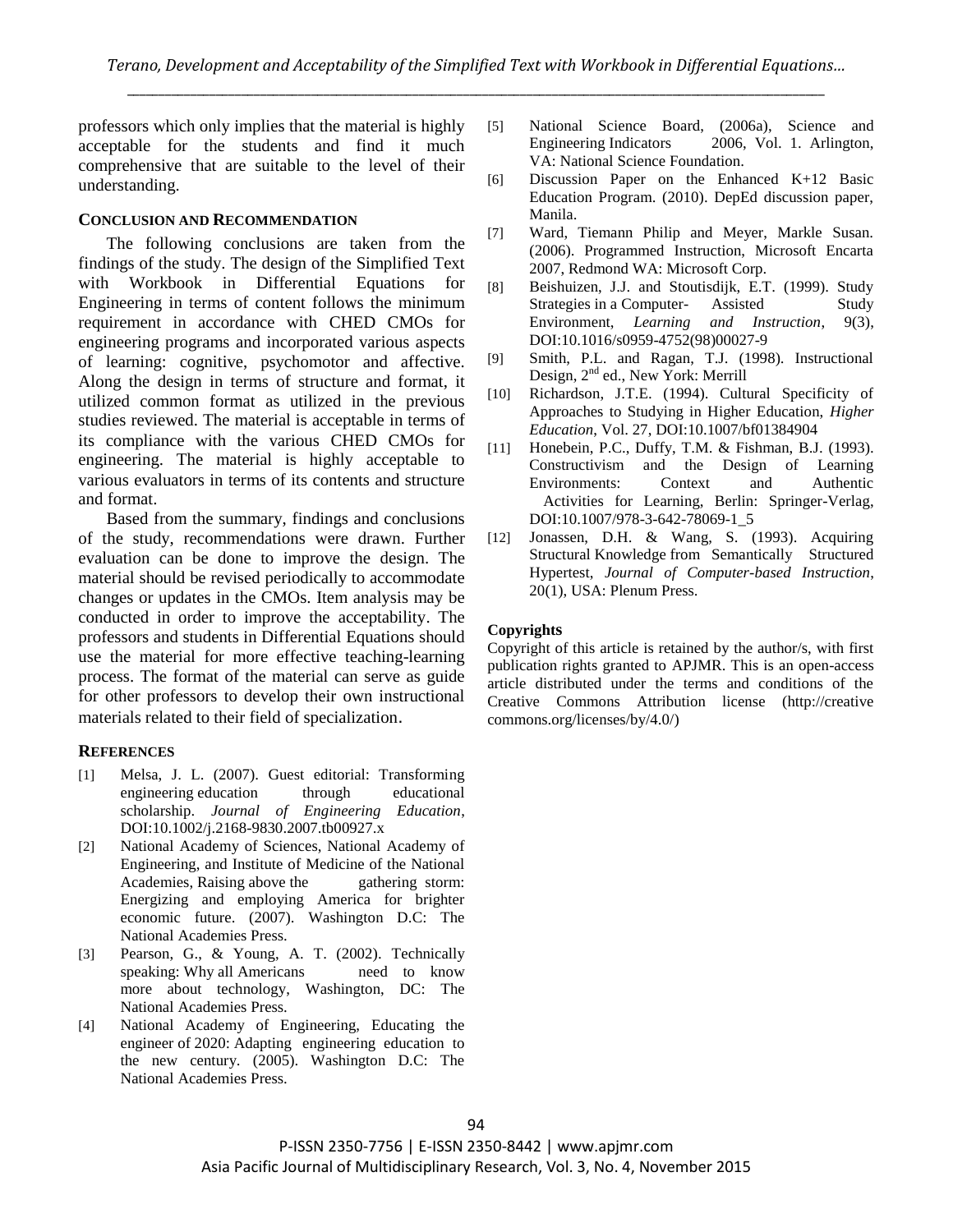professors which only implies that the material is highly acceptable for the students and find it much comprehensive that are suitable to the level of their understanding.

## CONCLUSION AND RECOMMENDATION

The following conclusions are taken from the findings of the study. The design of the Simplified Text with Workbook in Differential Equations for Engineering in terms of content follows the minimum requirement in accordance with CHED CMOs for engineering programs and incorporated various aspects of learning: cognitive, psychomotor and affective. Along the design in terms of structure and format, it utilized common format as utilized in the previous studies reviewed. The material is acceptable in terms of its compliance with the various CHED CMOs for engineering. The material is highly acceptable to various evaluators in terms of its contents and structure and format.

Based from the summary, findings and conclusions of the study, recommendations were drawn. Further evaluation can be done to improve the design. The material should be revised periodically to accommodate changes or updates in the CMOs. Item analysis may be conducted in order to improve the acceptability. The professors and students in Differential Equations should use the material for more effective teaching-learning process. The format of the material can serve as guide for other professors to develop their own instructional materials related to their field of specialization.

## REFERENCES

[1] Melsa, J. L. (2007). Guest editorial: Transforming engineering education through educational scholarship. *Journal of Engineering Education*, DOI:10.1002/j.2168-9830.2007.tb00927.x

[2] National Academy of Sciences, National Academy of Engineering, and Institute of Medicine of the National Academies, Raising above the gathering storm: Energizing and employing America for brighter economic future. (2007). Washington D.C: The National Academies Press.

[3] Pearson, G., & Young, A. T. (2002). Technically speaking: Why all Americans need to know more about technology, Washington, DC: The National Academies Press.

[4] National Academy of Engineering, Educating the engineer of 2020: Adapting engineering education to the new century. (2005). Washington D.C: The National Academies Press.

[5] National Science Board, (2006a), Science and Engineering Indicators 2006, Vol. 1. Arlington, VA: National Science Foundation.

[6] Discussion Paper on the Enhanced K+12 Basic Education Program. (2010). DepEd discussion paper, Manila.

[7] Ward, Tiemann Philip and Meyer, Markle Susan. (2006). Programmed Instruction, Microsoft Encarta 2007, Redmond WA: Microsoft Corp.

[8] Beishuizen, J.J. and Stoutisdijk, E.T. (1999). Study Strategies in a Computer- Assisted Study Environment, *Learning and Instruction*, 9(3), DOI:10.1016/s0959-4752(98)00027-9

[9] Smith, P.L. and Ragan, T.J. (1998). Instructional Design, 2nd ed., New York: Merrill

[10] Richardson, J.T.E. (1994). Cultural Specificity of Approaches to Studying in Higher Education, *Higher Education*, Vol. 27, DOI:10.1007/bf01384904

[11] Honebein, P.C., Duffy, T.M. & Fishman, B.J. (1993). Constructivism and the Design of Learning Environments: Context and Authentic Activities for Learning, Berlin: Springer-Verlag, DOI:10.1007/978-3-642-78069-1_5

[12] Jonassen, D.H. & Wang, S. (1993). Acquiring Structural Knowledge from Semantically Structured Hypertest, *Journal of Computer-based Instruction*, 20(1), USA: Plenum Press.

**Copyrights**

Copyright of this article is retained by the author/s, with first publication rights granted to APJMR. This is an open-access article distributed under the terms and conditions of the Creative Commons Attribution license (http://creative commons.org/licenses/by/4.0/)